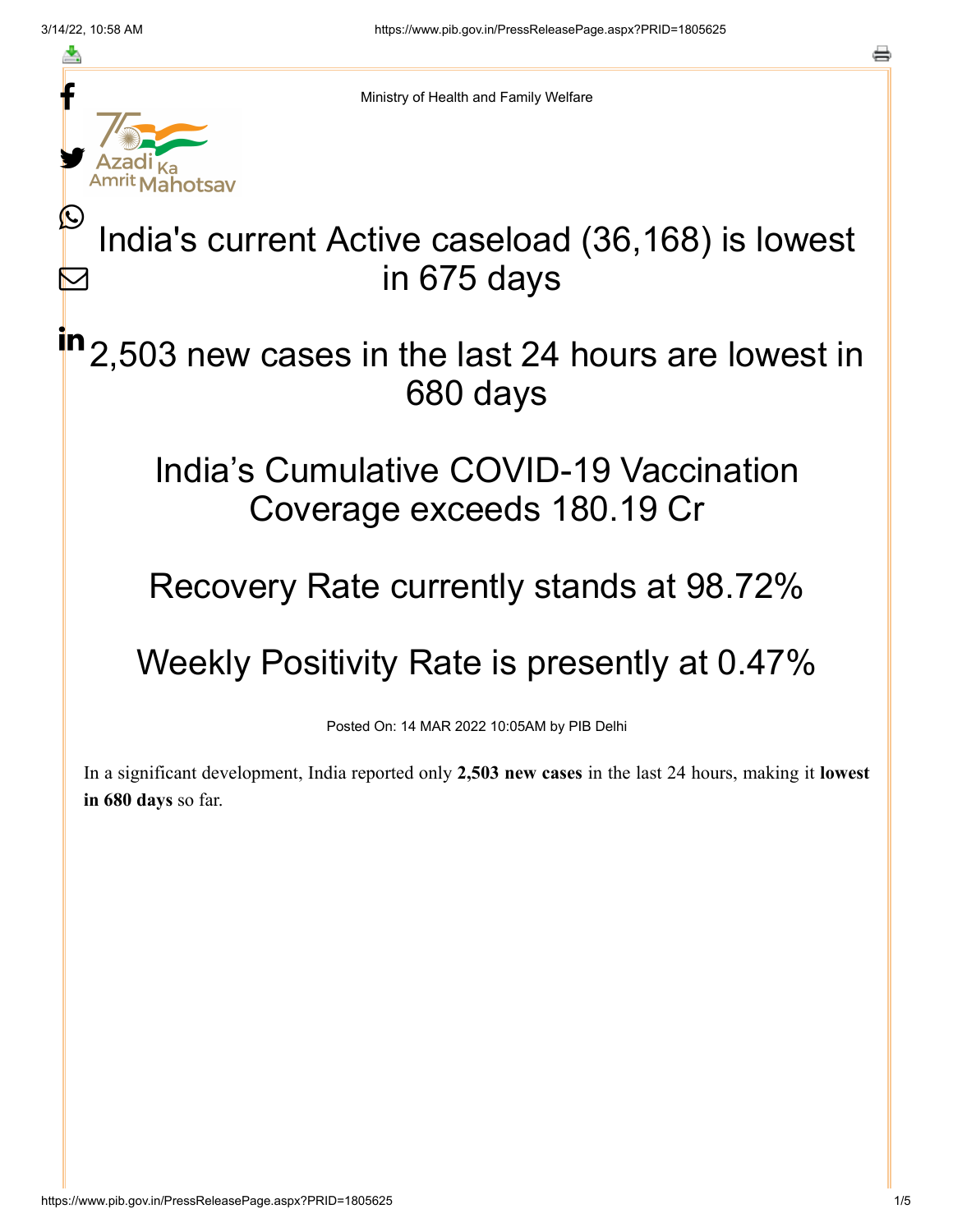Ministry of Health and Family Welfare

# India's current Active caseload (36,168) is lowest in 675 days

## 2,503 new cases in the last 24 hours are lowest in 680 days

## India's Cumulative COVID-19 Vaccination Coverage exceeds 180.19 Cr

## Recovery Rate currently stands at 98.72%

## Weekly Positivity Rate is presently at 0.47%

Posted On: 14 MAR 2022 10:05AM by PIB Delhi

In a significant development, India reported only **2,503 new cases** in the last 24 hours, making it **lowest in 680 days** so far.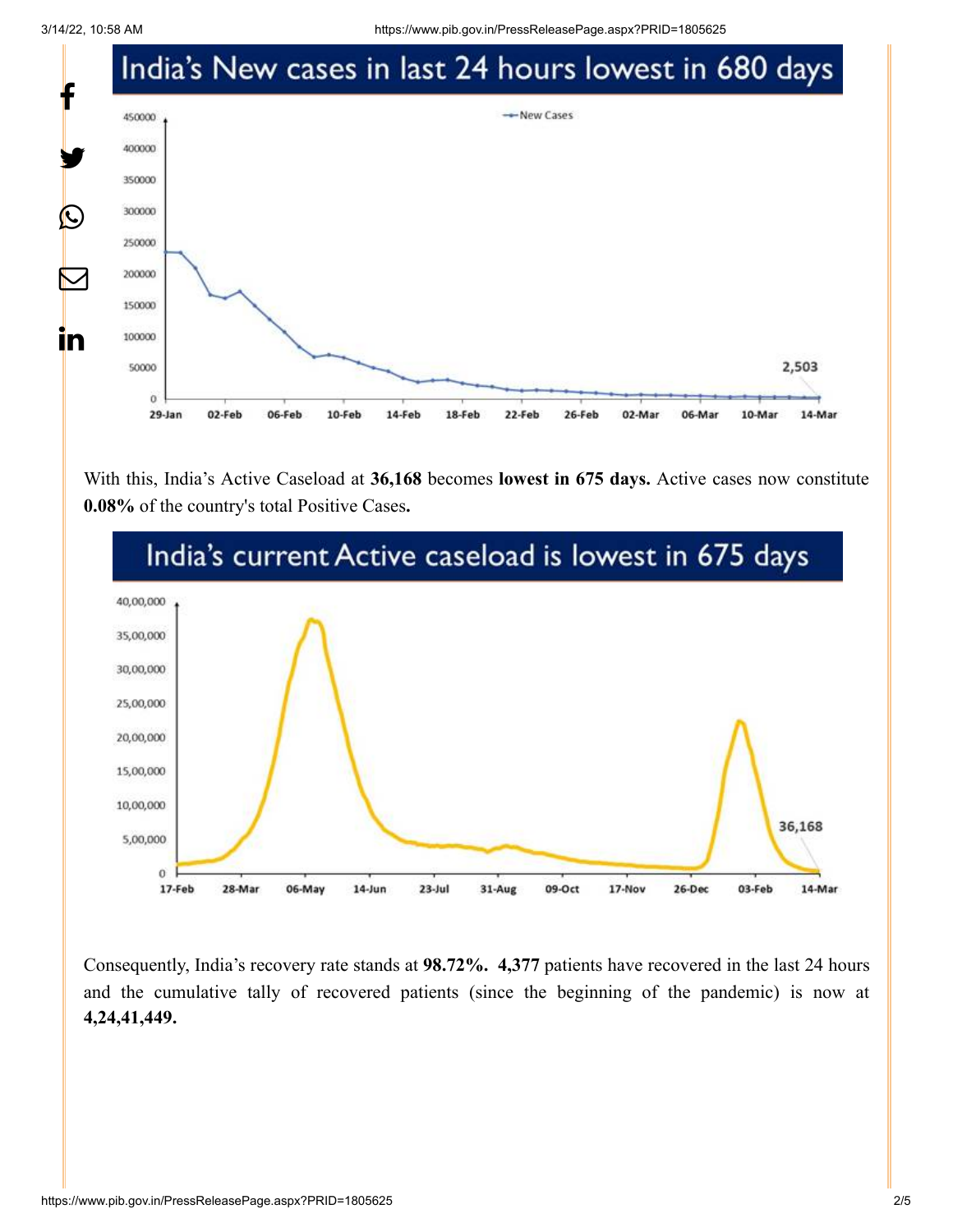## India's New cases in last 24 hours lowest in 680 days

With this, India's Active Caseload at **36,168** becomes **lowest in 675 days.** Active cases now constitute **0.08%** of the country's total Positive Cases**.**

## India's current Active caseload is lowest in 675 days

Consequently, India's recovery rate stands at **98.72%. 4,377** patients have recovered in the last 24 hours and the cumulative tally of recovered patients (since the beginning of the pandemic) is now at **4,24,41,449.**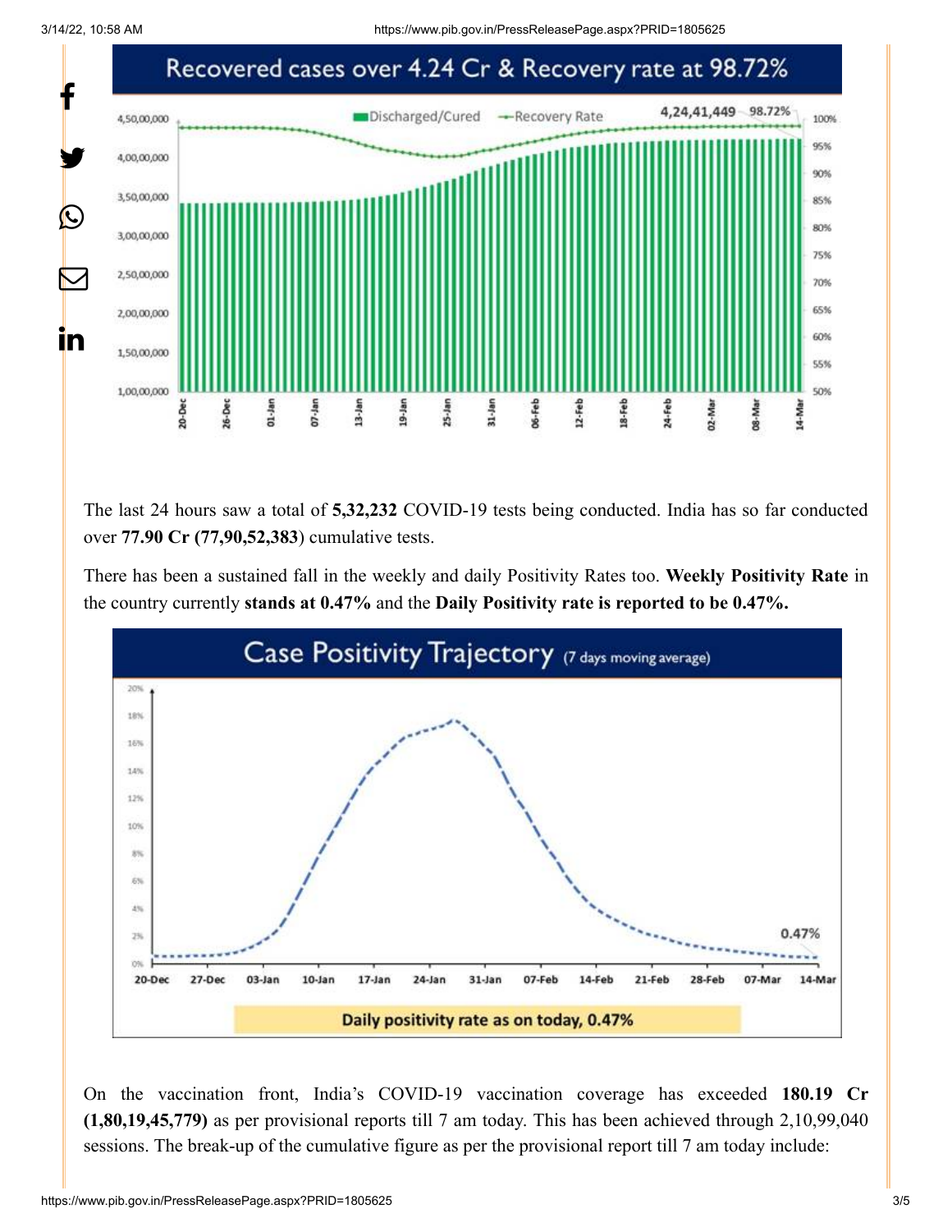The last 24 hours saw a total of **5,32,232** COVID-19 tests being conducted. India has so far conducted over **77.90 Cr (77,90,52,383**) cumulative tests.

There has been a sustained fall in the weekly and daily Positivity Rates too. **Weekly Positivity Rate** in the country currently **stands at 0.47%** and the **Daily Positivity rate is reported to be 0.47%.**

On the vaccination front, India's COVID-19 vaccination coverage has exceeded **180.19 Cr (1,80,19,45,779)** as per provisional reports till 7 am today. This has been achieved through 2,10,99,040 sessions. The break-up of the cumulative figure as per the provisional report till 7 am today include: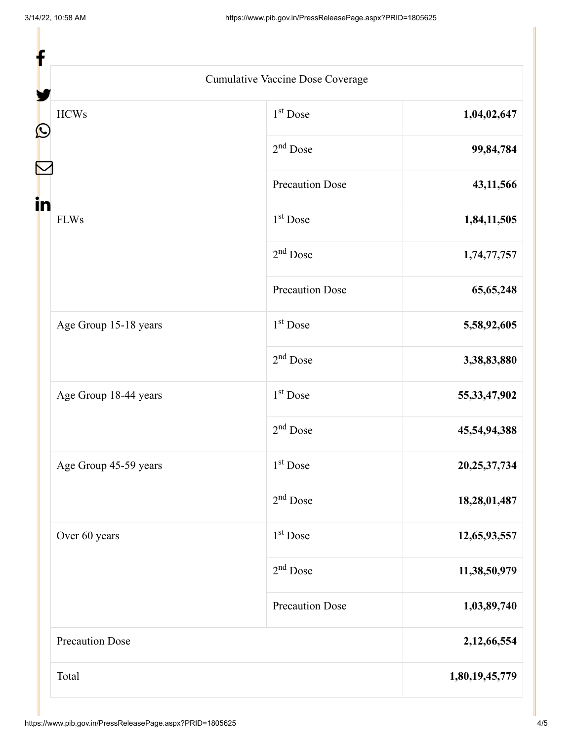| Cumulative Vaccine Dose Coverage | | |
|---|---|---|
| HCWs | 1st Dose | **1,04,02,647** |
| | 2nd Dose | **99,84,784** |
| | Precaution Dose | **43,11,566** |
| FLWs | 1st Dose | **1,84,11,505** |
| | 2nd Dose | **1,74,77,757** |
| | Precaution Dose | **65,65,248** |
| Age Group 15-18 years | 1st Dose | **5,58,92,605** |
| | 2nd Dose | **3,38,83,880** |
| Age Group 18-44 years | 1st Dose | **55,33,47,902** |
| | 2nd Dose | **45,54,94,388** |
| Age Group 45-59 years | 1st Dose | **20,25,37,734** |
| | 2nd Dose | **18,28,01,487** |
| Over 60 years | 1st Dose | **12,65,93,557** |
| | 2nd Dose | **11,38,50,979** |
| | Precaution Dose | **1,03,89,740** |
| Precaution Dose | | **2,12,66,554** |
| Total | | **1,80,19,45,779** |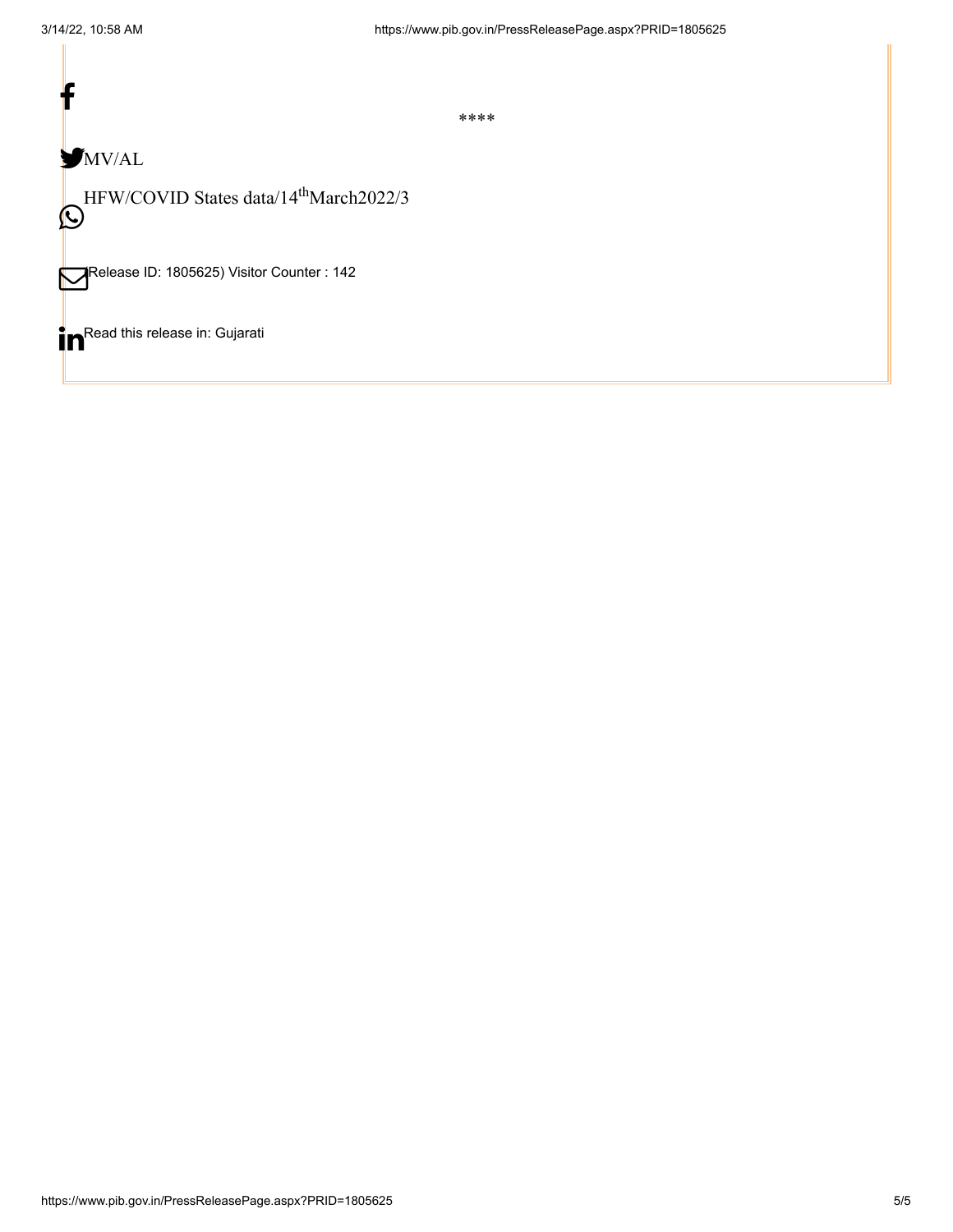****

MV/AL

HFW/COVID States data/14$^{th}$March2022/3

(Release ID: 1805625) Visitor Counter : 142

Read this release in: Gujarati